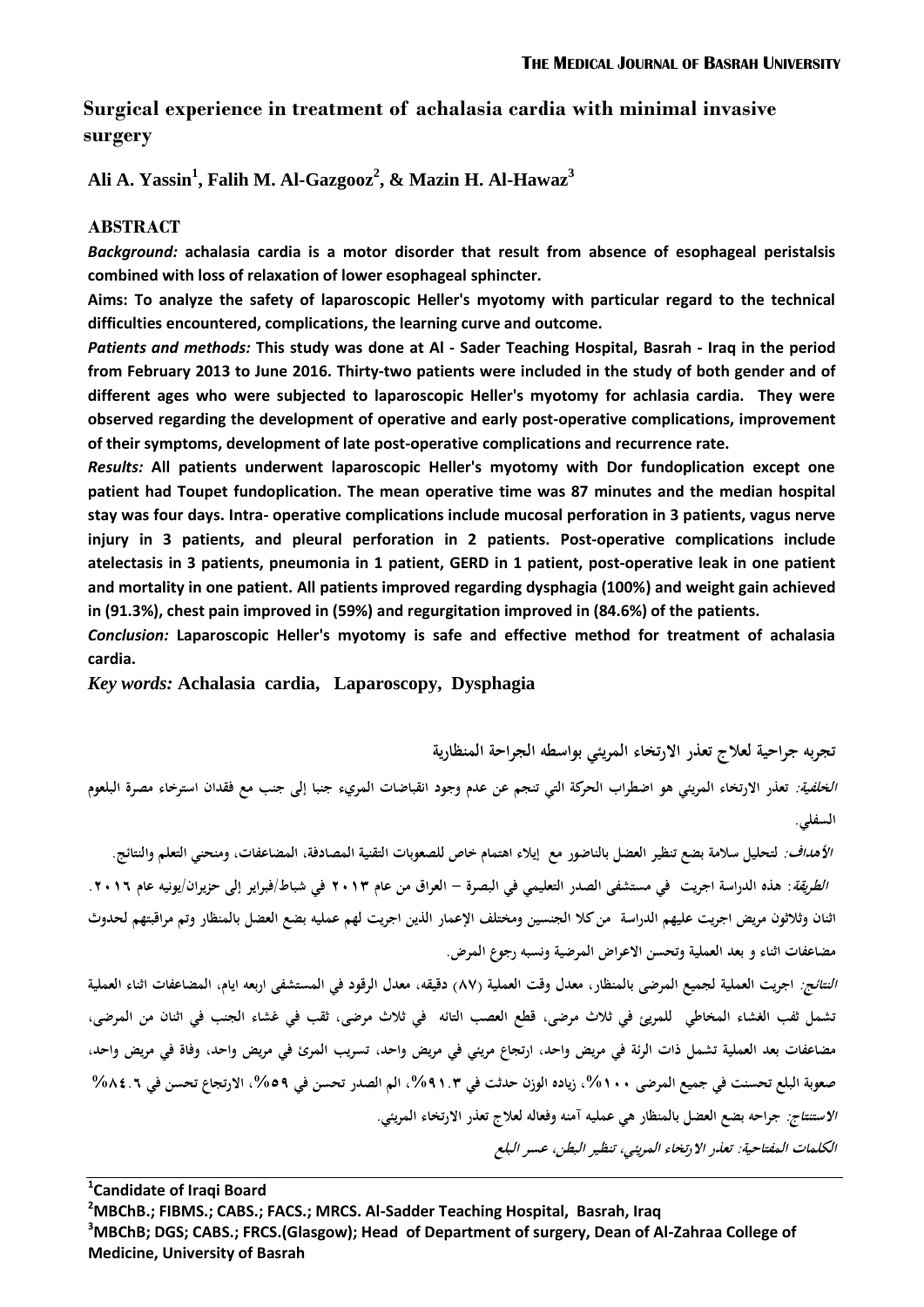# Surgical experience in treatment of achalasia cardia with minimal invasive surgery

**Ali A. Yassin[1], Falih M. Al-Gazgooz[2], & Mazin H. Al-Hawaz[3]**

## ABSTRACT

***Background:*** **achalasia cardia is a motor disorder that result from absence of esophageal peristalsis combined with loss of relaxation of lower esophageal sphincter.**

**Aims: To analyze the safety of laparoscopic Heller's myotomy with particular regard to the technical difficulties encountered, complications, the learning curve and outcome.**

***Patients and methods:*** **This study was done at Al - Sader Teaching Hospital, Basrah - Iraq in the period from February 2013 to June 2016. Thirty-two patients were included in the study of both gender and of different ages who were subjected to laparoscopic Heller's myotomy for achlasia cardia. They were observed regarding the development of operative and early post-operative complications, improvement of their symptoms, development of late post-operative complications and recurrence rate.**

***Results:*** **All patients underwent laparoscopic Heller's myotomy with Dor fundoplication except one patient had Toupet fundoplication. The mean operative time was 87 minutes and the median hospital stay was four days. Intra- operative complications include mucosal perforation in 3 patients, vagus nerve injury in 3 patients, and pleural perforation in 2 patients. Post-operative complications include atelectasis in 3 patients, pneumonia in 1 patient, GERD in 1 patient, post-operative leak in one patient and mortality in one patient. All patients improved regarding dysphagia (100%) and weight gain achieved in (91.3%), chest pain improved in (59%) and regurgitation improved in (84.6%) of the patients.**

***Conclusion:*** **Laparoscopic Heller's myotomy is safe and effective method for treatment of achalasia cardia.**

***Key words:*** **Achalasia cardia, Laparoscopy, Dysphagia**

## تجربه جراحية لعلاج تعذر الارتخاء المريئي بواسطه الجراحة المنظارية

***الخلفية:*** **تعذر الارتخاء المريئي هو اضطراب الحركة التي تنجم عن عدم وجود انقباضات المريء جنبا إلى جنب مع فقدان استرخاء مصرة البلعوم السفلي.**

***الأهداف:*** **لتحليل سلامة بضع تنظير العضل بالناضور مع إيلاء اهتمام خاص للصعوبات التقنية المصادفة، المضاعفات، ومنحني التعلم والنتائج.**

***الطريقة:*** **هذه الدراسة اجريت في مستشفى الصدر التعليمي في البصرة – العراق من عام ٢٠١٣ في شباط/فبراير إلى حزيران/يونيه عام ٢٠١٦. اثنان وثلاثون مريض اجريت عليهم الدراسة من كلا الجنسين ومختلف الإعمار الذين اجريت لهم عمليه بضع العضل بالمنظار وتم مراقبتهم لحدوث مضاعفات اثناء و بعد العملية وتحسن الاعراض المرضية ونسبه رجوع المرض.**

***النتائج:*** **اجريت العملية لجميع المرضى بالمنظار، معدل وقت العملية (٨٧) دقيقه، معدل الرقود في المستشفى اربعه ايام، المضاعفات اثناء العملية تشمل ثقب الغشاء المخاطي للمريئ في ثلاث مرضى، قطع العصب التائه في ثلاث مرضى، ثقب في غشاء الجنب في اثنان من المرضى، مضاعفات بعد العملية تشمل ذات الرئة في مريض واحد، ارتجاع مريئي في مريض واحد، تسريب المرئ في مريض واحد، وفاة في مريض واحد، صعوبة البلع تحسنت في جميع المرضى ١٠٠%، زياده الوزن حدثت في ٩١.٣%، الم الصدر تحسن في ٥٩%، الارتجاع تحسن في ٨٤.٦%**

***الاستنتاج:*** **جراحه بضع العضل بالمنظار هي عمليه آمنه وفعاله لعلاج تعذر الارتخاء المريئي.**

***الكلمات المفتاحية:*** ***تعذر الارتخاء المريئي، تنظير البطن، عسر البلع***

---

[1]**Candidate of Iraqi Board**

[2]**MBChB.; FIBMS.; CABS.; FACS.; MRCS. Al-Sadder Teaching Hospital, Basrah, Iraq**

[3]**MBChB; DGS; CABS.; FRCS.(Glasgow); Head of Department of surgery, Dean of Al-Zahraa College of Medicine, University of Basrah**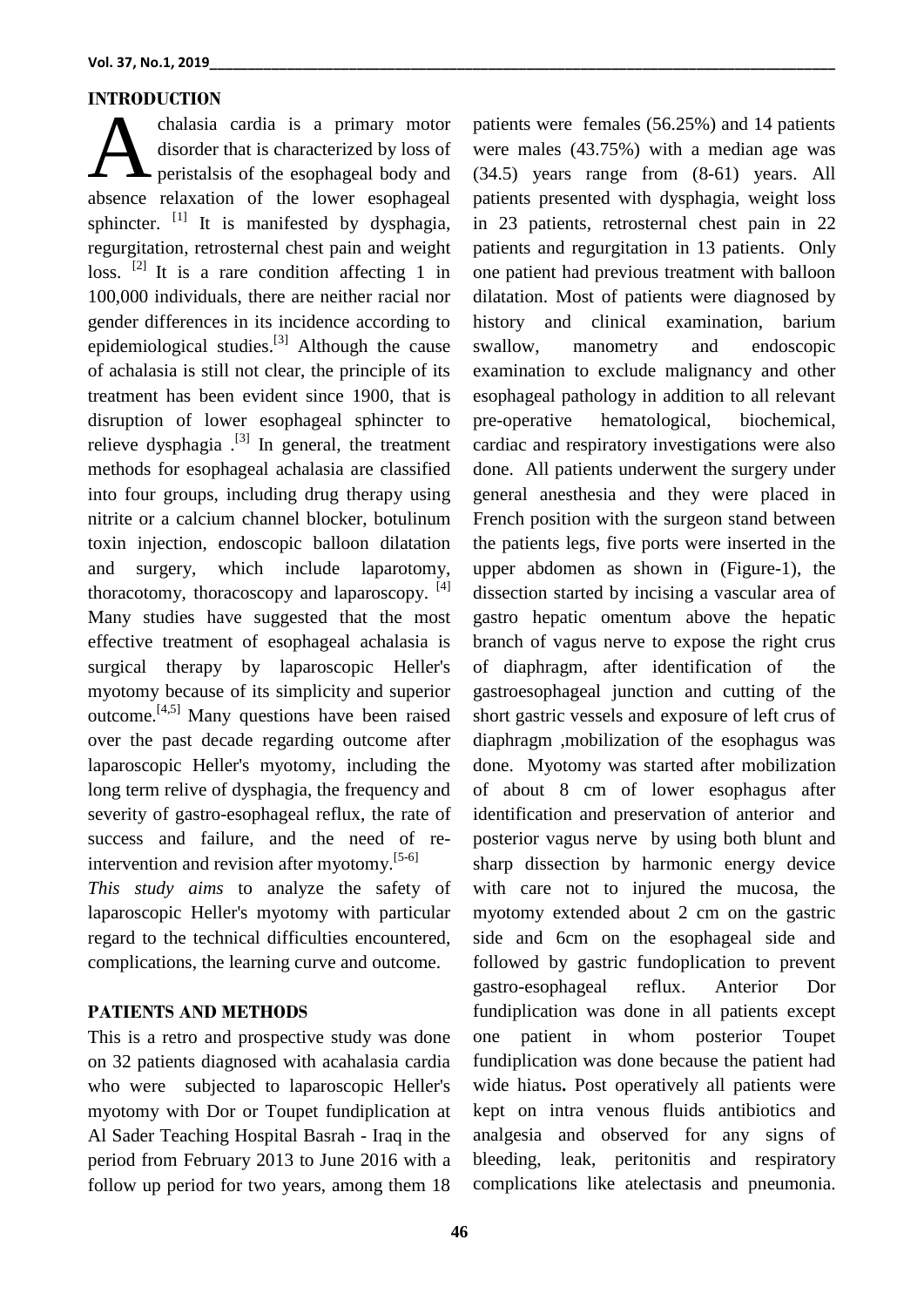## INTRODUCTION

Achalasia cardia is a primary motor disorder that is characterized by loss of peristalsis of the esophageal body and absence relaxation of the lower esophageal sphincter. [1] It is manifested by dysphagia, regurgitation, retrosternal chest pain and weight loss. [2] It is a rare condition affecting 1 in 100,000 individuals, there are neither racial nor gender differences in its incidence according to epidemiological studies.[3] Although the cause of achalasia is still not clear, the principle of its treatment has been evident since 1900, that is disruption of lower esophageal sphincter to relieve dysphagia .[3] In general, the treatment methods for esophageal achalasia are classified into four groups, including drug therapy using nitrite or a calcium channel blocker, botulinum toxin injection, endoscopic balloon dilatation and surgery, which include laparotomy, thoracotomy, thoracoscopy and laparoscopy. [4] Many studies have suggested that the most effective treatment of esophageal achalasia is surgical therapy by laparoscopic Heller's myotomy because of its simplicity and superior outcome.[4,5] Many questions have been raised over the past decade regarding outcome after laparoscopic Heller's myotomy, including the long term relive of dysphagia, the frequency and severity of gastro-esophageal reflux, the rate of success and failure, and the need of re-intervention and revision after myotomy.[5-6]

*This study aims* to analyze the safety of laparoscopic Heller's myotomy with particular regard to the technical difficulties encountered, complications, the learning curve and outcome.

## PATIENTS AND METHODS

This is a retro and prospective study was done on 32 patients diagnosed with acahalasia cardia who were subjected to laparoscopic Heller's myotomy with Dor or Toupet fundiplication at Al Sader Teaching Hospital Basrah - Iraq in the period from February 2013 to June 2016 with a follow up period for two years, among them 18 patients were females (56.25%) and 14 patients were males (43.75%) with a median age was (34.5) years range from (8-61) years. All patients presented with dysphagia, weight loss in 23 patients, retrosternal chest pain in 22 patients and regurgitation in 13 patients. Only one patient had previous treatment with balloon dilatation. Most of patients were diagnosed by history and clinical examination, barium swallow, manometry and endoscopic examination to exclude malignancy and other esophageal pathology in addition to all relevant pre-operative hematological, biochemical, cardiac and respiratory investigations were also done. All patients underwent the surgery under general anesthesia and they were placed in French position with the surgeon stand between the patients legs, five ports were inserted in the upper abdomen as shown in (Figure-1), the dissection started by incising a vascular area of gastro hepatic omentum above the hepatic branch of vagus nerve to expose the right crus of diaphragm, after identification of the gastroesophageal junction and cutting of the short gastric vessels and exposure of left crus of diaphragm ,mobilization of the esophagus was done. Myotomy was started after mobilization of about 8 cm of lower esophagus after identification and preservation of anterior and posterior vagus nerve by using both blunt and sharp dissection by harmonic energy device with care not to injured the mucosa, the myotomy extended about 2 cm on the gastric side and 6cm on the esophageal side and followed by gastric fundoplication to prevent gastro-esophageal reflux. Anterior Dor fundiplication was done in all patients except one patient in whom posterior Toupet fundiplication was done because the patient had wide hiatus**.** Post operatively all patients were kept on intra venous fluids antibiotics and analgesia and observed for any signs of bleeding, leak, peritonitis and respiratory complications like atelectasis and pneumonia.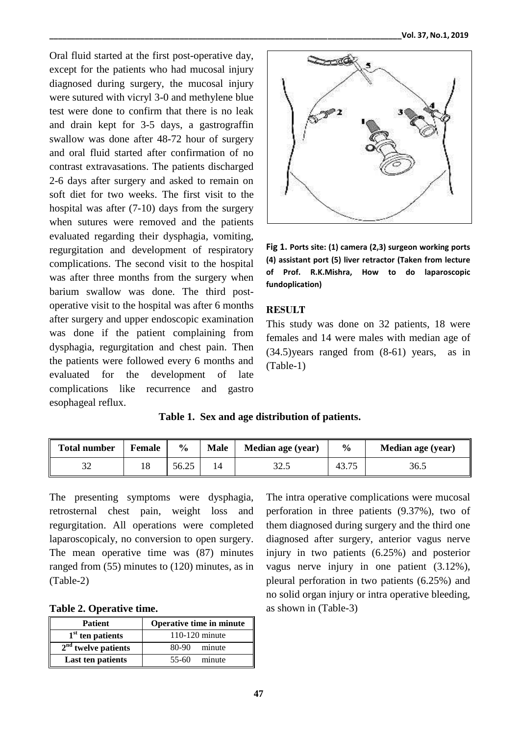Oral fluid started at the first post-operative day, except for the patients who had mucosal injury diagnosed during surgery, the mucosal injury were sutured with vicryl 3-0 and methylene blue test were done to confirm that there is no leak and drain kept for 3-5 days, a gastrograffin swallow was done after 48-72 hour of surgery and oral fluid started after confirmation of no contrast extravasations. The patients discharged 2-6 days after surgery and asked to remain on soft diet for two weeks. The first visit to the hospital was after (7-10) days from the surgery when sutures were removed and the patients evaluated regarding their dysphagia, vomiting, regurgitation and development of respiratory complications. The second visit to the hospital was after three months from the surgery when barium swallow was done. The third post-operative visit to the hospital was after 6 months after surgery and upper endoscopic examination was done if the patient complaining from dysphagia, regurgitation and chest pain. Then the patients were followed every 6 months and evaluated for the development of late complications like recurrence and gastro esophageal reflux.

**Fig 1. Ports site: (1) camera (2,3) surgeon working ports (4) assistant port (5) liver retractor (Taken from lecture of Prof. R.K.Mishra, How to do laparoscopic fundoplication)**

## RESULT

This study was done on 32 patients, 18 were females and 14 were males with median age of (34.5)years ranged from (8-61) years, as in (Table-1)

**Table 1. Sex and age distribution of patients.**

| Total number | Female | % | Male | Median age (year) | % | Median age (year) |
|---|---|---|---|---|---|---|
| 32 | 18 | 56.25 | 14 | 32.5 | 43.75 | 36.5 |

The presenting symptoms were dysphagia, retrosternal chest pain, weight loss and regurgitation. All operations were completed laparoscopicaly, no conversion to open surgery. The mean operative time was (87) minutes ranged from (55) minutes to (120) minutes, as in (Table-2)

**Table 2. Operative time.**

| Patient | Operative time in minute |
|---|---|
| 1st ten patients | 110-120 minute |
| 2nd twelve patients | 80-90 minute |
| Last ten patients | 55-60 minute |

The intra operative complications were mucosal perforation in three patients (9.37%), two of them diagnosed during surgery and the third one diagnosed after surgery, anterior vagus nerve injury in two patients (6.25%) and posterior vagus nerve injury in one patient (3.12%), pleural perforation in two patients (6.25%) and no solid organ injury or intra operative bleeding, as shown in (Table-3)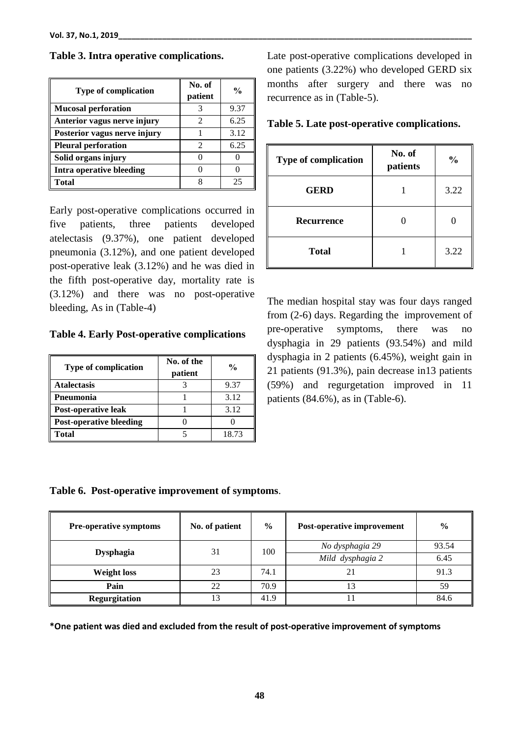**Table 3. Intra operative complications.**

| Type of complication | No. of patient | % |
|---|---|---|
| **Mucosal perforation** | 3 | 9.37 |
| **Anterior vagus nerve injury** | 2 | 6.25 |
| **Posterior vagus nerve injury** | 1 | 3.12 |
| **Pleural perforation** | 2 | 6.25 |
| **Solid organs injury** | 0 | 0 |
| **Intra operative bleeding** | 0 | 0 |
| **Total** | 8 | 25 |

Early post-operative complications occurred in five patients, three patients developed atelectasis (9.37%), one patient developed pneumonia (3.12%), and one patient developed post-operative leak (3.12%) and he was died in the fifth post-operative day, mortality rate is (3.12%) and there was no post-operative bleeding, As in (Table-4)

**Table 4. Early Post-operative complications**

| Type of complication | No. of the patient | % |
|---|---|---|
| **Atalectasis** | 3 | 9.37 |
| **Pneumonia** | 1 | 3.12 |
| **Post-operative leak** | 1 | 3.12 |
| **Post-operative bleeding** | 0 | 0 |
| **Total** | 5 | 18.73 |

Late post-operative complications developed in one patients (3.22%) who developed GERD six months after surgery and there was no recurrence as in (Table-5).

**Table 5. Late post-operative complications.**

| Type of complication | No. of patients | % |
|---|---|---|
| **GERD** | 1 | 3.22 |
| **Recurrence** | 0 | 0 |
| **Total** | 1 | 3.22 |

The median hospital stay was four days ranged from (2-6) days. Regarding the improvement of pre-operative symptoms, there was no dysphagia in 29 patients (93.54%) and mild dysphagia in 2 patients (6.45%), weight gain in 21 patients (91.3%), pain decrease in13 patients (59%) and regurgetation improved in 11 patients (84.6%), as in (Table-6).

**Table 6. Post-operative improvement of symptoms**.

| Pre-operative symptoms | No. of patient | % | Post-operative improvement | % |
|---|---|---|---|---|
| **Dysphagia** | 31 | 100 | *No dysphagia 29* | 93.54 |
| | | | *Mild dysphagia 2* | 6.45 |
| **Weight loss** | 23 | 74.1 | 21 | 91.3 |
| **Pain** | 22 | 70.9 | 13 | 59 |
| **Regurgitation** | 13 | 41.9 | 11 | 84.6 |

**\*One patient was died and excluded from the result of post-operative improvement of symptoms**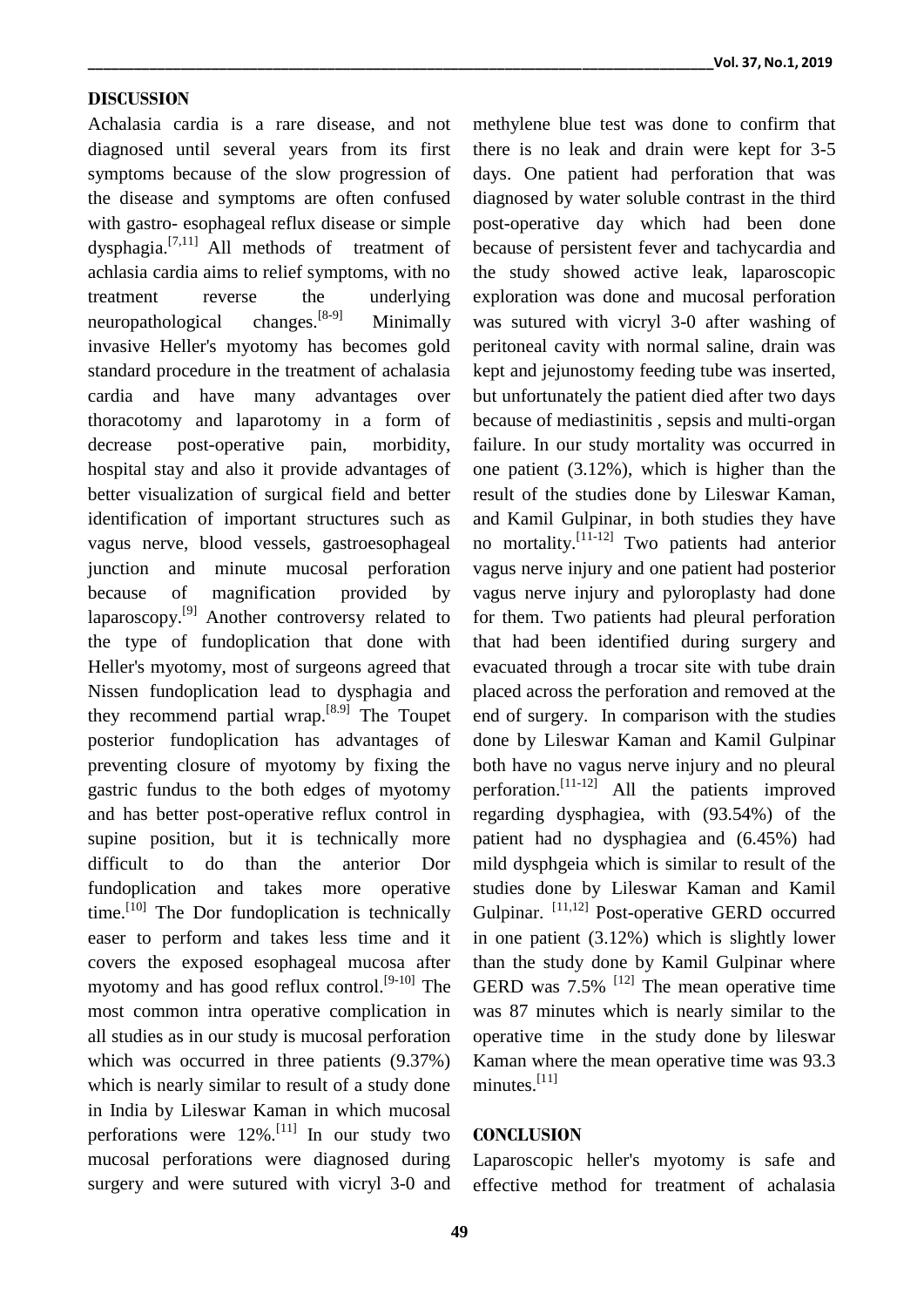## DISCUSSION

Achalasia cardia is a rare disease, and not diagnosed until several years from its first symptoms because of the slow progression of the disease and symptoms are often confused with gastro- esophageal reflux disease or simple dysphagia.[7,11] All methods of treatment of achlasia cardia aims to relief symptoms, with no treatment reverse the underlying neuropathological changes.[8-9] Minimally invasive Heller's myotomy has becomes gold standard procedure in the treatment of achalasia cardia and have many advantages over thoracotomy and laparotomy in a form of decrease post-operative pain, morbidity, hospital stay and also it provide advantages of better visualization of surgical field and better identification of important structures such as vagus nerve, blood vessels, gastroesophageal junction and minute mucosal perforation because of magnification provided by laparoscopy.[9] Another controversy related to the type of fundoplication that done with Heller's myotomy, most of surgeons agreed that Nissen fundoplication lead to dysphagia and they recommend partial wrap.[8.9] The Toupet posterior fundoplication has advantages of preventing closure of myotomy by fixing the gastric fundus to the both edges of myotomy and has better post-operative reflux control in supine position, but it is technically more difficult to do than the anterior Dor fundoplication and takes more operative time.[10] The Dor fundoplication is technically easer to perform and takes less time and it covers the exposed esophageal mucosa after myotomy and has good reflux control.[9-10] The most common intra operative complication in all studies as in our study is mucosal perforation which was occurred in three patients (9.37%) which is nearly similar to result of a study done in India by Lileswar Kaman in which mucosal perforations were 12%.[11] In our study two mucosal perforations were diagnosed during surgery and were sutured with vicryl 3-0 and methylene blue test was done to confirm that there is no leak and drain were kept for 3-5 days. One patient had perforation that was diagnosed by water soluble contrast in the third post-operative day which had been done because of persistent fever and tachycardia and the study showed active leak, laparoscopic exploration was done and mucosal perforation was sutured with vicryl 3-0 after washing of peritoneal cavity with normal saline, drain was kept and jejunostomy feeding tube was inserted, but unfortunately the patient died after two days because of mediastinitis , sepsis and multi-organ failure. In our study mortality was occurred in one patient (3.12%), which is higher than the result of the studies done by Lileswar Kaman, and Kamil Gulpinar, in both studies they have no mortality.[11-12] Two patients had anterior vagus nerve injury and one patient had posterior vagus nerve injury and pyloroplasty had done for them. Two patients had pleural perforation that had been identified during surgery and evacuated through a trocar site with tube drain placed across the perforation and removed at the end of surgery. In comparison with the studies done by Lileswar Kaman and Kamil Gulpinar both have no vagus nerve injury and no pleural perforation.[11-12] All the patients improved regarding dysphagiea, with (93.54%) of the patient had no dysphagiea and (6.45%) had mild dysphgeia which is similar to result of the studies done by Lileswar Kaman and Kamil Gulpinar. [11,12] Post-operative GERD occurred in one patient (3.12%) which is slightly lower than the study done by Kamil Gulpinar where GERD was 7.5% [12] The mean operative time was 87 minutes which is nearly similar to the operative time in the study done by lileswar Kaman where the mean operative time was 93.3 minutes.[11]

## CONCLUSION

Laparoscopic heller's myotomy is safe and effective method for treatment of achalasia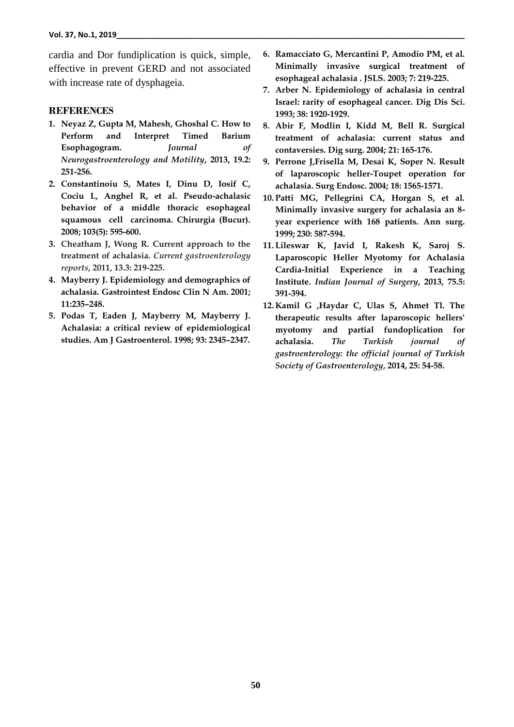cardia and Dor fundiplication is quick, simple, effective in prevent GERD and not associated with increase rate of dysphageia.

## REFERENCES

1. **Neyaz Z, Gupta M, Mahesh, Ghoshal C. How to Perform and Interpret Timed Barium Esophagogram.** ***Journal of Neurogastroenterology and Motility*****, 2013, 19.2: 251-256.**
2. **Constantinoiu S, Mates I, Dinu D, Iosif C, Cociu L, Anghel R, et al. Pseudo-achalasic behavior of a middle thoracic esophageal squamous cell carcinoma. Chirurgia (Bucur). 2008; 103(5): 595-600.**
3. **Cheatham J, Wong R. Current approach to the treatment of achalasia.** ***Current gastroenterology reports*****, 2011, 13.3: 219-225.**
4. **Mayberry J. Epidemiology and demographics of achalasia. Gastrointest Endosc Clin N Am. 2001; 11:235–248.**
5. **Podas T, Eaden J, Mayberry M, Mayberry J. Achalasia: a critical review of epidemiological studies. Am J Gastroenterol. 1998; 93: 2345–2347.**
6. **Ramacciato G, Mercantini P, Amodio PM, et al. Minimally invasive surgical treatment of esophageal achalasia . JSLS. 2003; 7: 219-225.**
7. **Arber N. Epidemiology of achalasia in central Israel: rarity of esophageal cancer. Dig Dis Sci. 1993; 38: 1920-1929.**
8. **Abir F, Modlin I, Kidd M, Bell R. Surgical treatment of achalasia: current status and contaversies. Dig surg. 2004; 21: 165-176.**
9. **Perrone J,Frisella M, Desai K, Soper N. Result of laparoscopic heller-Toupet operation for achalasia. Surg Endosc. 2004; 18: 1565-1571.**
10. **Patti MG, Pellegrini CA, Horgan S, et al. Minimally invasive surgery for achalasia an 8-year experience with 168 patients. Ann surg. 1999; 230: 587-594.**
11. **Lileswar K, Javid I, Rakesh K, Saroj S. Laparoscopic Heller Myotomy for Achalasia Cardia-Initial Experience in a Teaching Institute.** ***Indian Journal of Surgery*****, 2013, 75.5: 391-394.**
12. **Kamil G ,Haydar C, Ulas S, Ahmet Tl. The therapeutic results after laparoscopic hellers' myotomy and partial fundoplication for achalasia.** ***The Turkish journal of gastroenterology: the official journal of Turkish Society of Gastroenterology*****, 2014, 25: 54-58.**